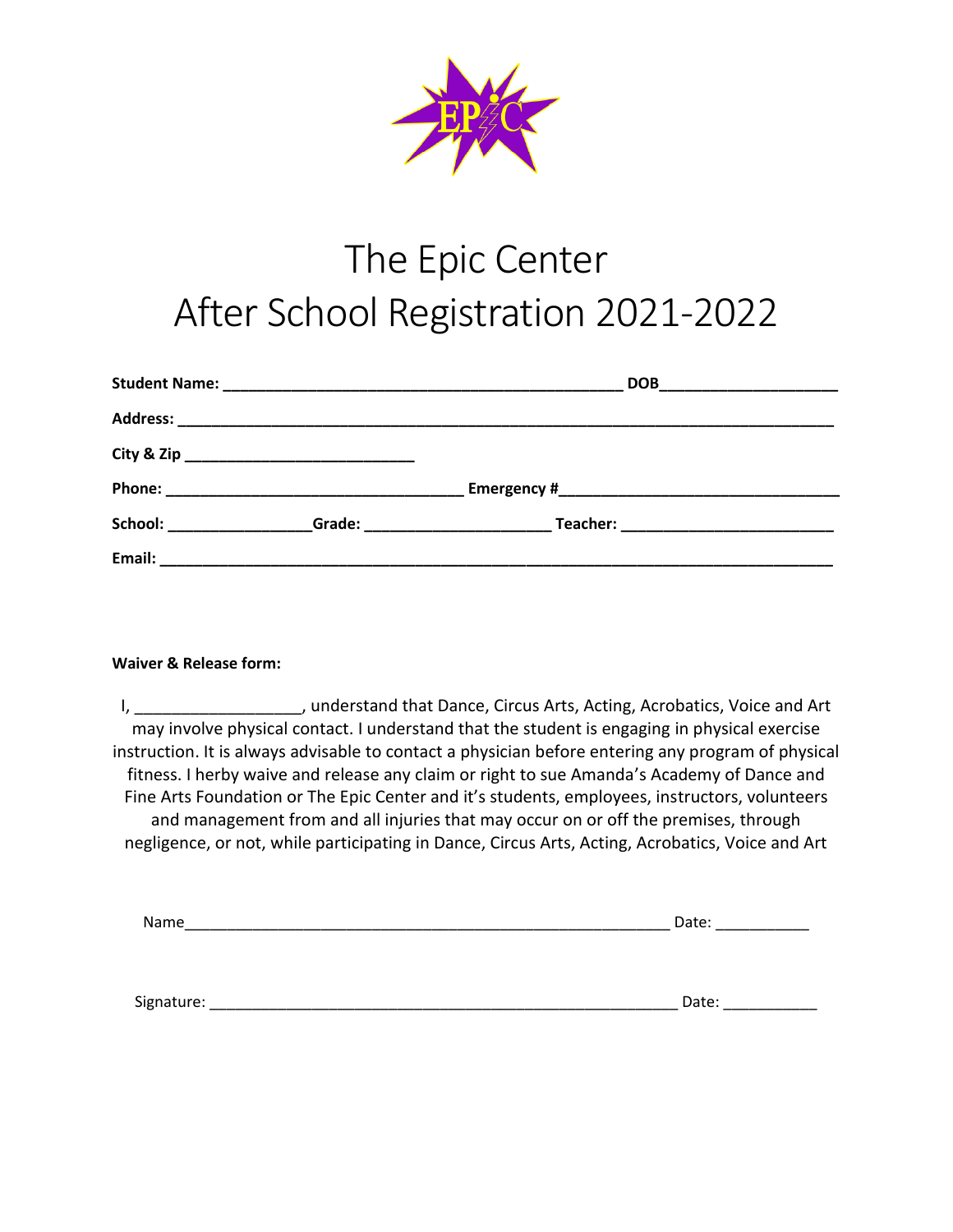# The Epic Center
# After School Registration 2021-2022

**Student Name: ______________________________________________ DOB___________________**

**Address: ___________________________________________________________________________**

**City & Zip __________________________**

**Phone: __________________________________ Emergency #________________________________**

**School: ________________Grade: ____________________ Teacher: ________________________**

**Email: ______________________________________________________________________________**

**Waiver & Release form:**

I, __________________, understand that Dance, Circus Arts, Acting, Acrobatics, Voice and Art may involve physical contact. I understand that the student is engaging in physical exercise instruction. It is always advisable to contact a physician before entering any program of physical fitness. I herby waive and release any claim or right to sue Amanda's Academy of Dance and Fine Arts Foundation or The Epic Center and it's students, employees, instructors, volunteers and management from and all injuries that may occur on or off the premises, through negligence, or not, while participating in Dance, Circus Arts, Acting, Acrobatics, Voice and Art

Name_______________________________________________________ Date: ___________

Signature: ____________________________________________________ Date: ___________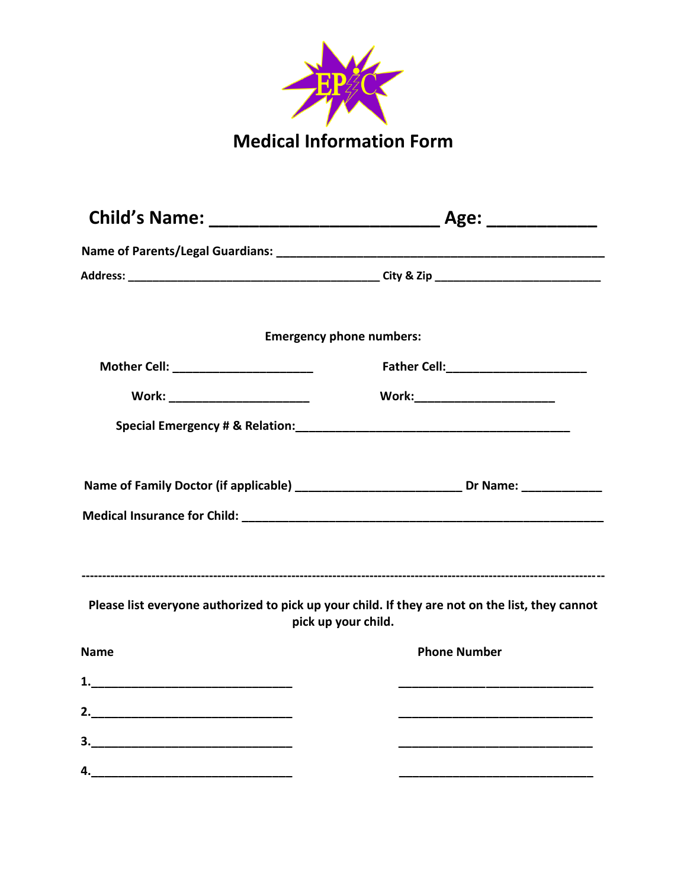EPIC

# Medical Information Form

**Child's Name: ______________________ Age: __________**

**Name of Parents/Legal Guardians: ________________________________________________**

**Address: ______________________________________ City & Zip ________________________**

**Emergency phone numbers:**

**Mother Cell: ____________________ Father Cell:____________________**

**Work: ____________________ Work:____________________**

**Special Emergency # & Relation:________________________________________**

**Name of Family Doctor (if applicable) _______________________ Dr Name: ___________**

**Medical Insurance for Child: ___________________________________________________**

---

**Please list everyone authorized to pick up your child. If they are not on the list, they cannot pick up your child.**

| Name | Phone Number |
|---|---|
| 1.______________________________ | ______________________________ |
| 2.______________________________ | ______________________________ |
| 3.______________________________ | ______________________________ |
| 4.______________________________ | ______________________________ |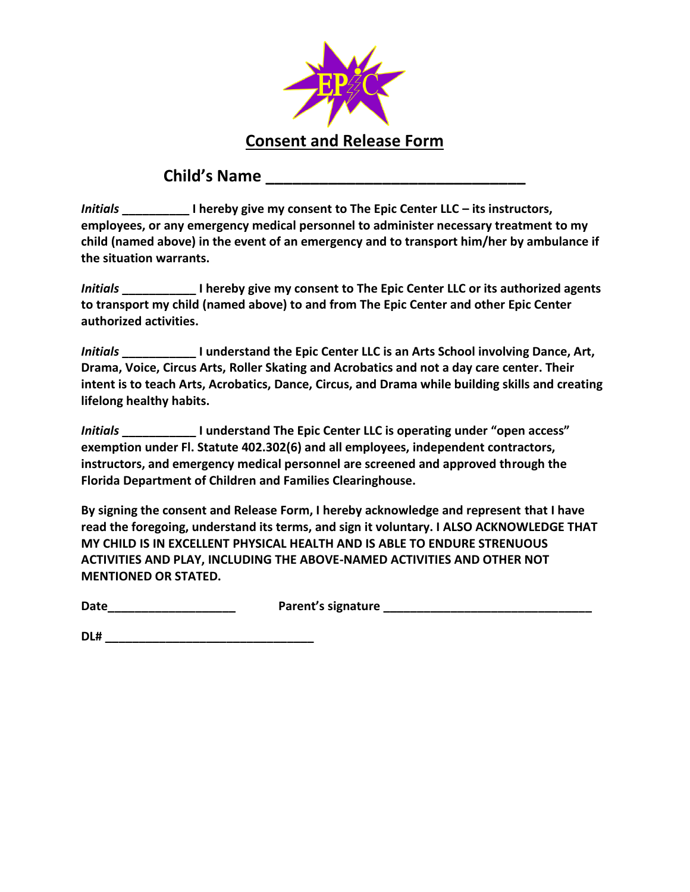# Consent and Release Form

**Child's Name ______________________________**

***Initials*** **__________ I hereby give my consent to The Epic Center LLC – its instructors, employees, or any emergency medical personnel to administer necessary treatment to my child (named above) in the event of an emergency and to transport him/her by ambulance if the situation warrants.**

***Initials*** **___________ I hereby give my consent to The Epic Center LLC or its authorized agents to transport my child (named above) to and from The Epic Center and other Epic Center authorized activities.**

***Initials*** **___________ I understand the Epic Center LLC is an Arts School involving Dance, Art, Drama, Voice, Circus Arts, Roller Skating and Acrobatics and not a day care center. Their intent is to teach Arts, Acrobatics, Dance, Circus, and Drama while building skills and creating lifelong healthy habits.**

***Initials*** **___________ I understand The Epic Center LLC is operating under "open access" exemption under Fl. Statute 402.302(6) and all employees, independent contractors, instructors, and emergency medical personnel are screened and approved through the Florida Department of Children and Families Clearinghouse.**

**By signing the consent and Release Form, I hereby acknowledge and represent that I have read the foregoing, understand its terms, and sign it voluntary. I ALSO ACKNOWLEDGE THAT MY CHILD IS IN EXCELLENT PHYSICAL HEALTH AND IS ABLE TO ENDURE STRENUOUS ACTIVITIES AND PLAY, INCLUDING THE ABOVE-NAMED ACTIVITIES AND OTHER NOT MENTIONED OR STATED.**

**Date___________________** **Parent's signature ________________________________**

**DL# ________________________________**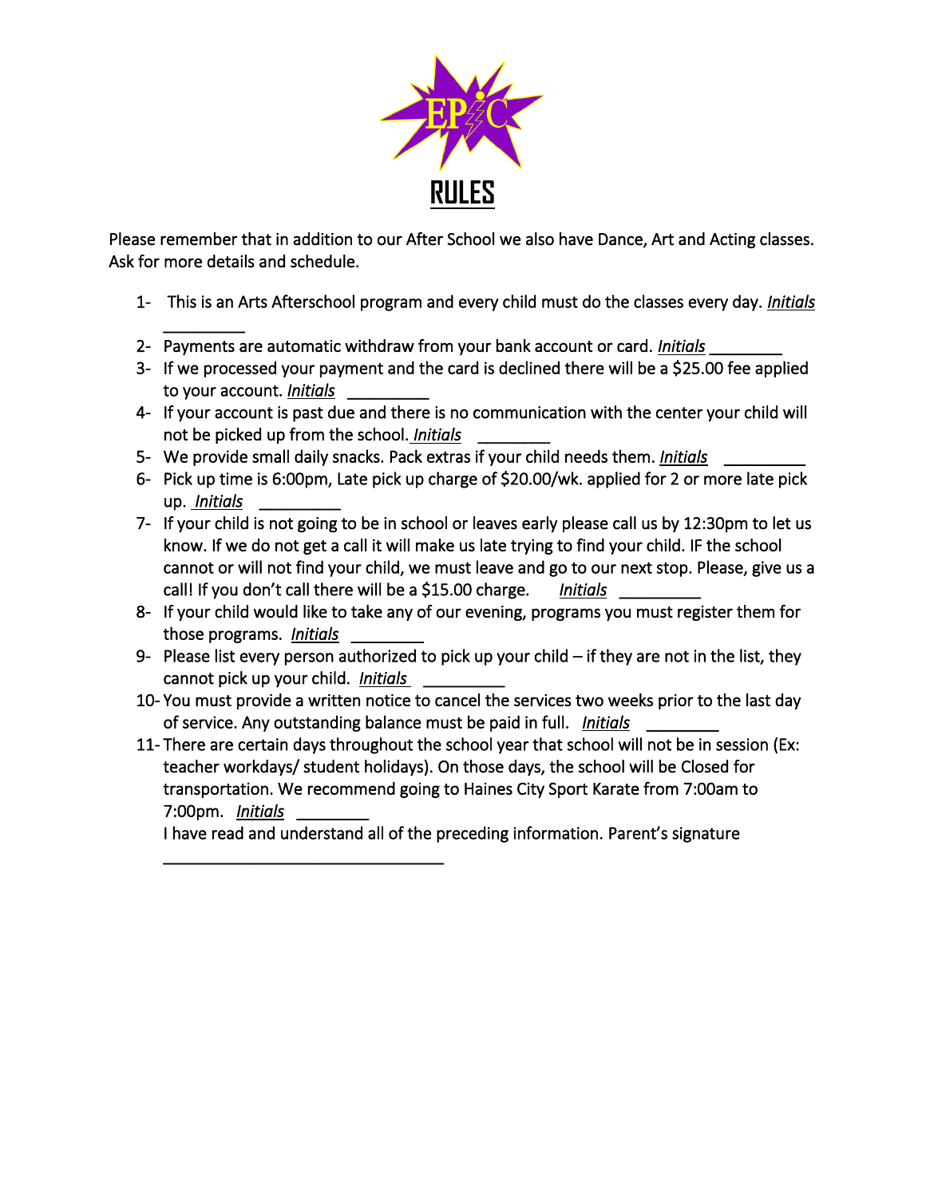# RULES

Please remember that in addition to our After School we also have Dance, Art and Acting classes. Ask for more details and schedule.

1- This is an Arts Afterschool program and every child must do the classes every day. *Initials* _________
2- Payments are automatic withdraw from your bank account or card. *Initials* ________
3- If we processed your payment and the card is declined there will be a $25.00 fee applied to your account. *Initials* _________
4- If your account is past due and there is no communication with the center your child will not be picked up from the school. *Initials* ________
5- We provide small daily snacks. Pack extras if your child needs them. *Initials* _________
6- Pick up time is 6:00pm, Late pick up charge of $20.00/wk. applied for 2 or more late pick up. *Initials* _________
7- If your child is not going to be in school or leaves early please call us by 12:30pm to let us know. If we do not get a call it will make us late trying to find your child. IF the school cannot or will not find your child, we must leave and go to our next stop. Please, give us a call! If you don't call there will be a $15.00 charge. *Initials* _________
8- If your child would like to take any of our evening, programs you must register them for those programs. *Initials* ________
9- Please list every person authorized to pick up your child – if they are not in the list, they cannot pick up your child. *Initials* _________
10- You must provide a written notice to cancel the services two weeks prior to the last day of service. Any outstanding balance must be paid in full. *Initials* ________
11- There are certain days throughout the school year that school will not be in session (Ex: teacher workdays/ student holidays). On those days, the school will be Closed for transportation. We recommend going to Haines City Sport Karate from 7:00am to 7:00pm. *Initials* ________

I have read and understand all of the preceding information. Parent's signature _______________________________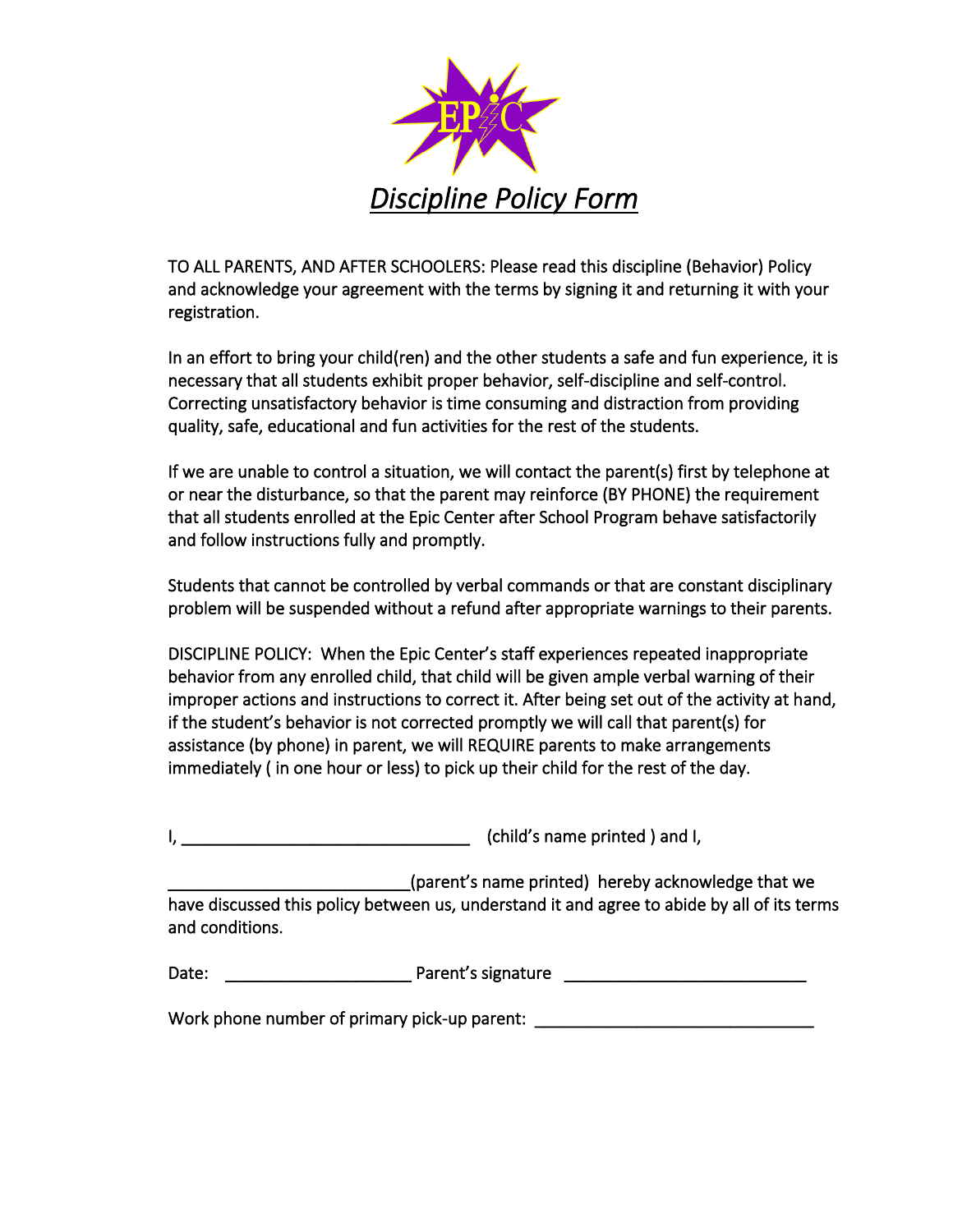# *Discipline Policy Form*

TO ALL PARENTS, AND AFTER SCHOOLERS: Please read this discipline (Behavior) Policy and acknowledge your agreement with the terms by signing it and returning it with your registration.

In an effort to bring your child(ren) and the other students a safe and fun experience, it is necessary that all students exhibit proper behavior, self-discipline and self-control. Correcting unsatisfactory behavior is time consuming and distraction from providing quality, safe, educational and fun activities for the rest of the students.

If we are unable to control a situation, we will contact the parent(s) first by telephone at or near the disturbance, so that the parent may reinforce (BY PHONE) the requirement that all students enrolled at the Epic Center after School Program behave satisfactorily and follow instructions fully and promptly.

Students that cannot be controlled by verbal commands or that are constant disciplinary problem will be suspended without a refund after appropriate warnings to their parents.

DISCIPLINE POLICY: When the Epic Center's staff experiences repeated inappropriate behavior from any enrolled child, that child will be given ample verbal warning of their improper actions and instructions to correct it. After being set out of the activity at hand, if the student's behavior is not corrected promptly we will call that parent(s) for assistance (by phone) in parent, we will REQUIRE parents to make arrangements immediately ( in one hour or less) to pick up their child for the rest of the day.

I, ______________________________ (child's name printed ) and I,

__________________________(parent's name printed) hereby acknowledge that we have discussed this policy between us, understand it and agree to abide by all of its terms and conditions.

Date: ____________________ Parent's signature __________________________

Work phone number of primary pick-up parent: ______________________________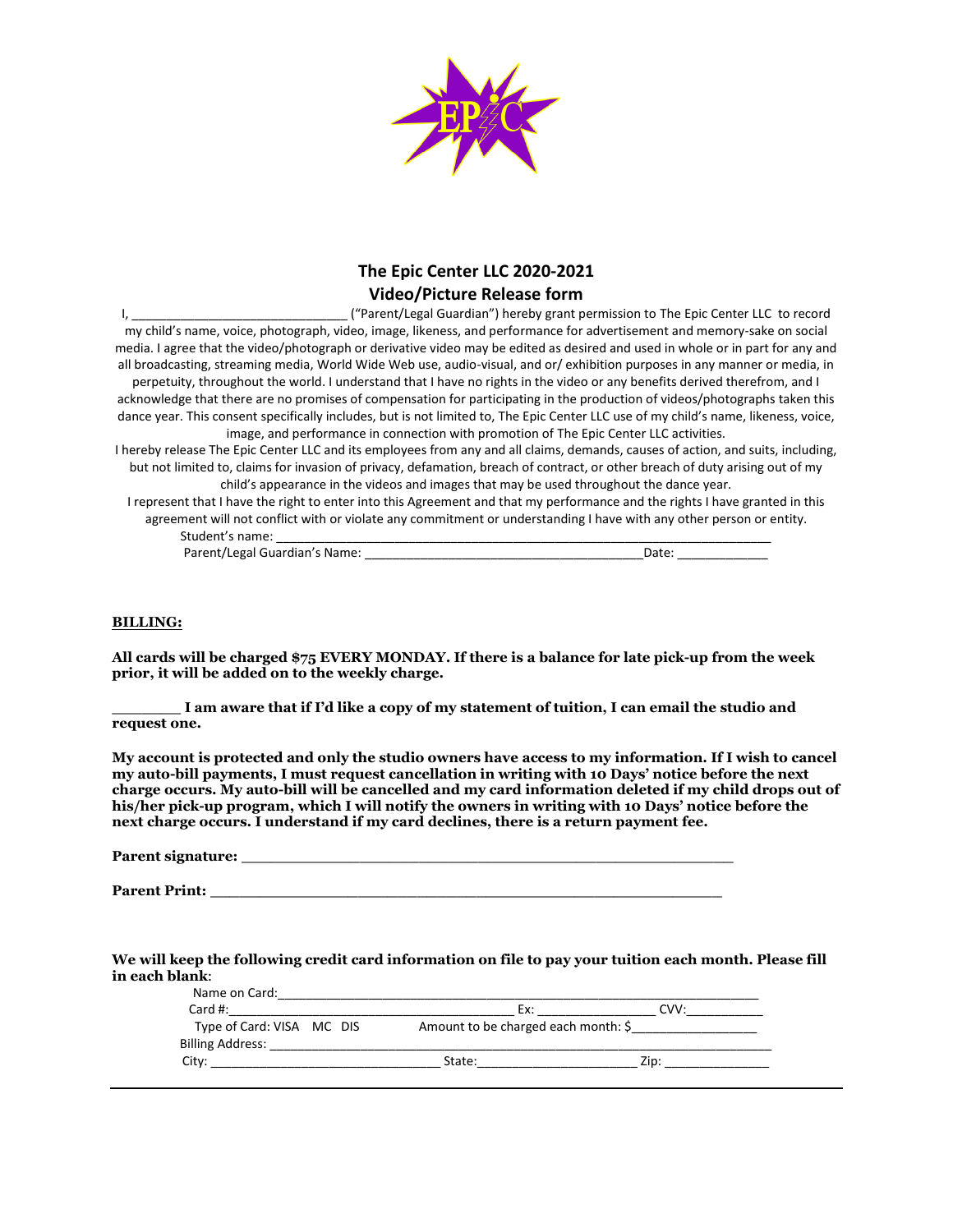# The Epic Center LLC 2020-2021
## Video/Picture Release form

I, _____________________________ ("Parent/Legal Guardian") hereby grant permission to The Epic Center LLC to record my child's name, voice, photograph, video, image, likeness, and performance for advertisement and memory-sake on social media. I agree that the video/photograph or derivative video may be edited as desired and used in whole or in part for any and all broadcasting, streaming media, World Wide Web use, audio-visual, and or/ exhibition purposes in any manner or media, in perpetuity, throughout the world. I understand that I have no rights in the video or any benefits derived therefrom, and I acknowledge that there are no promises of compensation for participating in the production of videos/photographs taken this dance year. This consent specifically includes, but is not limited to, The Epic Center LLC use of my child's name, likeness, voice, image, and performance in connection with promotion of The Epic Center LLC activities.

I hereby release The Epic Center LLC and its employees from any and all claims, demands, causes of action, and suits, including, but not limited to, claims for invasion of privacy, defamation, breach of contract, or other breach of duty arising out of my child's appearance in the videos and images that may be used throughout the dance year.

I represent that I have the right to enter into this Agreement and that my performance and the rights I have granted in this agreement will not conflict with or violate any commitment or understanding I have with any other person or entity.

Student's name: ______________________________________________________________________

Parent/Legal Guardian's Name: _______________________________________Date: _____________

**BILLING:**

**All cards will be charged $75 EVERY MONDAY. If there is a balance for late pick-up from the week prior, it will be added on to the weekly charge.**

**_______ I am aware that if I'd like a copy of my statement of tuition, I can email the studio and request one.**

**My account is protected and only the studio owners have access to my information. If I wish to cancel my auto-bill payments, I must request cancellation in writing with 10 Days' notice before the next charge occurs. My auto-bill will be cancelled and my card information deleted if my child drops out of his/her pick-up program, which I will notify the owners in writing with 10 Days' notice before the next charge occurs. I understand if my card declines, there is a return payment fee.**

**Parent signature:** _______________________________________________________

**Parent Print:** __________________________________________________________

**We will keep the following credit card information on file to pay your tuition each month. Please fill in each blank**:

Name on Card:___________________________________________________________________

Card #:_______________________________________ Ex: ________________ CVV:__________

Type of Card: VISA MC DIS Amount to be charged each month: $_________________

Billing Address: __________________________________________________________________

City: ________________________________ State:______________________ Zip: _______________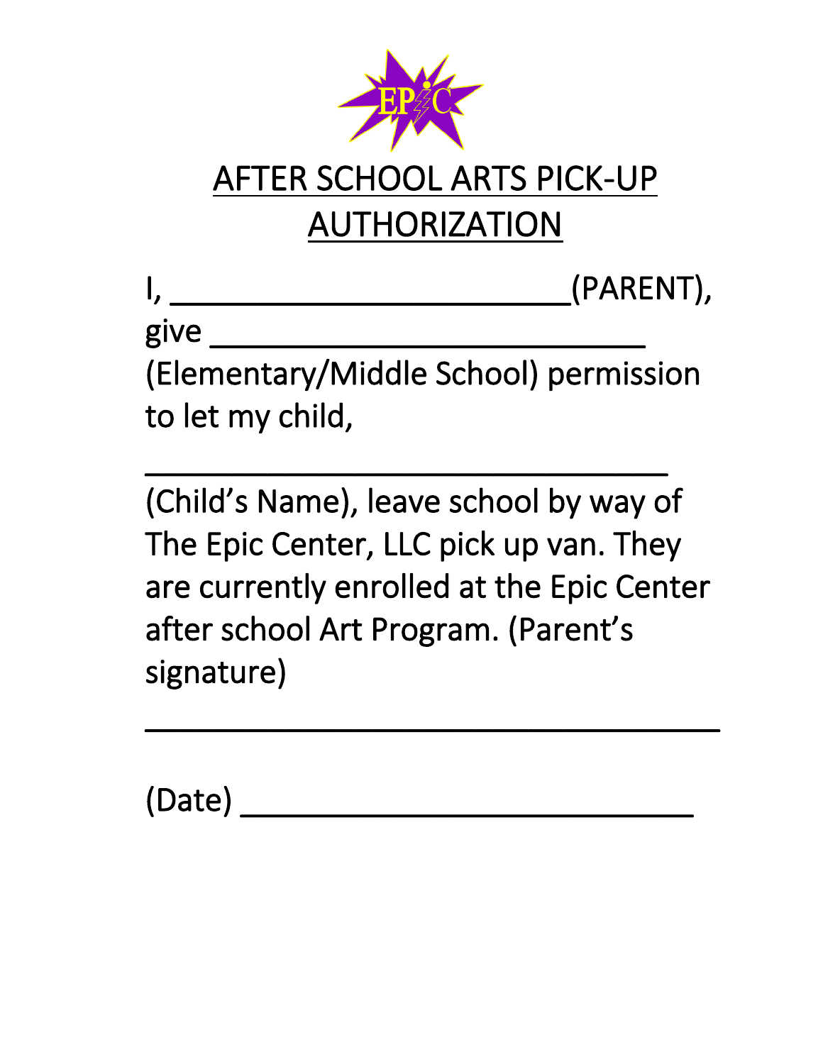EPIC

# AFTER SCHOOL ARTS PICK-UP AUTHORIZATION

I, ______________________________(PARENT), give ________________________________ (Elementary/Middle School) permission to let my child,

_______________________________________

(Child's Name), leave school by way of The Epic Center, LLC pick up van. They are currently enrolled at the Epic Center after school Art Program. (Parent's signature)

__________________________________________

(Date) _________________________________